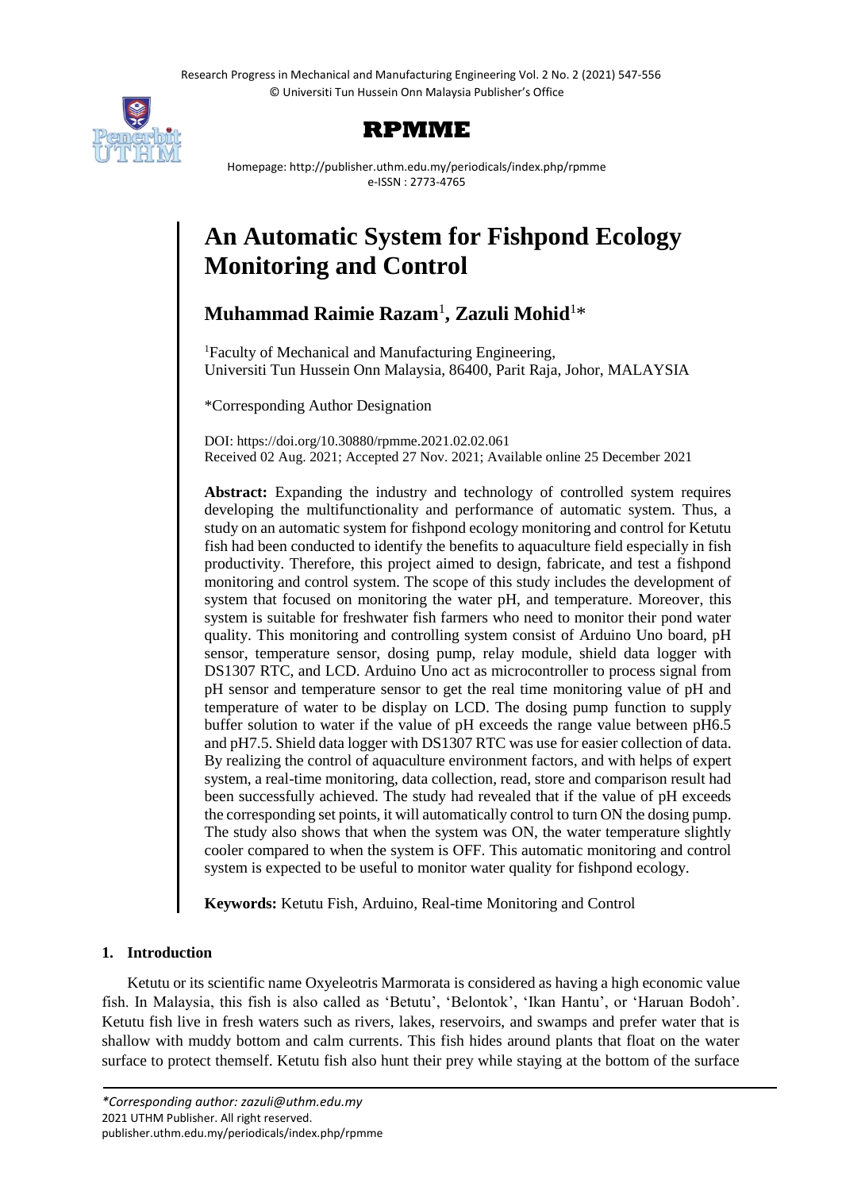# An Automatic System for Fishpond Ecology Monitoring and Control

**Muhammad Raimie Razam**[1]**, Zazuli Mohid**[1]*

[1]Faculty of Mechanical and Manufacturing Engineering, Universiti Tun Hussein Onn Malaysia, 86400, Parit Raja, Johor, MALAYSIA

*Corresponding Author Designation

DOI: https://doi.org/10.30880/rpmme.2021.02.02.061
Received 02 Aug. 2021; Accepted 27 Nov. 2021; Available online 25 December 2021

**Abstract:** Expanding the industry and technology of controlled system requires developing the multifunctionality and performance of automatic system. Thus, a study on an automatic system for fishpond ecology monitoring and control for Ketutu fish had been conducted to identify the benefits to aquaculture field especially in fish productivity. Therefore, this project aimed to design, fabricate, and test a fishpond monitoring and control system. The scope of this study includes the development of system that focused on monitoring the water pH, and temperature. Moreover, this system is suitable for freshwater fish farmers who need to monitor their pond water quality. This monitoring and controlling system consist of Arduino Uno board, pH sensor, temperature sensor, dosing pump, relay module, shield data logger with DS1307 RTC, and LCD. Arduino Uno act as microcontroller to process signal from pH sensor and temperature sensor to get the real time monitoring value of pH and temperature of water to be display on LCD. The dosing pump function to supply buffer solution to water if the value of pH exceeds the range value between pH6.5 and pH7.5. Shield data logger with DS1307 RTC was use for easier collection of data. By realizing the control of aquaculture environment factors, and with helps of expert system, a real-time monitoring, data collection, read, store and comparison result had been successfully achieved. The study had revealed that if the value of pH exceeds the corresponding set points, it will automatically control to turn ON the dosing pump. The study also shows that when the system was ON, the water temperature slightly cooler compared to when the system is OFF. This automatic monitoring and control system is expected to be useful to monitor water quality for fishpond ecology.

**Keywords:** Ketutu Fish, Arduino, Real-time Monitoring and Control

## 1. Introduction

Ketutu or its scientific name Oxyeleotris Marmorata is considered as having a high economic value fish. In Malaysia, this fish is also called as 'Betutu', 'Belontok', 'Ikan Hantu', or 'Haruan Bodoh'. Ketutu fish live in fresh waters such as rivers, lakes, reservoirs, and swamps and prefer water that is shallow with muddy bottom and calm currents. This fish hides around plants that float on the water surface to protect themself. Ketutu fish also hunt their prey while staying at the bottom of the surface

*Corresponding author: zazuli@uthm.edu.my
2021 UTHM Publisher. All right reserved.
publisher.uthm.edu.my/periodicals/index.php/rpmme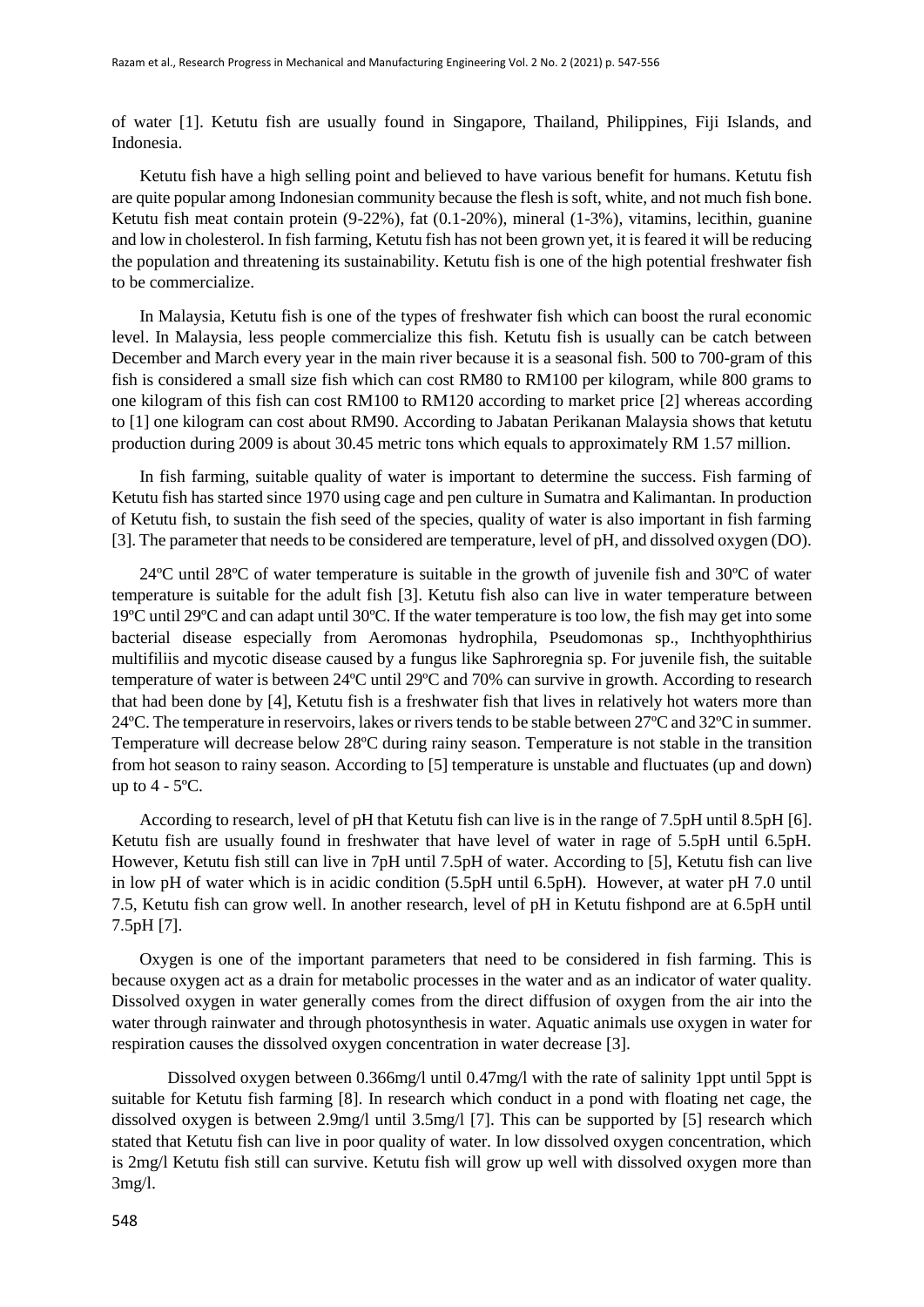of water [1]. Ketutu fish are usually found in Singapore, Thailand, Philippines, Fiji Islands, and Indonesia.

Ketutu fish have a high selling point and believed to have various benefit for humans. Ketutu fish are quite popular among Indonesian community because the flesh is soft, white, and not much fish bone. Ketutu fish meat contain protein (9-22%), fat (0.1-20%), mineral (1-3%), vitamins, lecithin, guanine and low in cholesterol. In fish farming, Ketutu fish has not been grown yet, it is feared it will be reducing the population and threatening its sustainability. Ketutu fish is one of the high potential freshwater fish to be commercialize.

In Malaysia, Ketutu fish is one of the types of freshwater fish which can boost the rural economic level. In Malaysia, less people commercialize this fish. Ketutu fish is usually can be catch between December and March every year in the main river because it is a seasonal fish. 500 to 700-gram of this fish is considered a small size fish which can cost RM80 to RM100 per kilogram, while 800 grams to one kilogram of this fish can cost RM100 to RM120 according to market price [2] whereas according to [1] one kilogram can cost about RM90. According to Jabatan Perikanan Malaysia shows that ketutu production during 2009 is about 30.45 metric tons which equals to approximately RM 1.57 million.

In fish farming, suitable quality of water is important to determine the success. Fish farming of Ketutu fish has started since 1970 using cage and pen culture in Sumatra and Kalimantan. In production of Ketutu fish, to sustain the fish seed of the species, quality of water is also important in fish farming [3]. The parameter that needs to be considered are temperature, level of pH, and dissolved oxygen (DO).

24ºC until 28ºC of water temperature is suitable in the growth of juvenile fish and 30ºC of water temperature is suitable for the adult fish [3]. Ketutu fish also can live in water temperature between 19ºC until 29ºC and can adapt until 30ºC. If the water temperature is too low, the fish may get into some bacterial disease especially from Aeromonas hydrophila, Pseudomonas sp., Inchthyophthirius multifiliis and mycotic disease caused by a fungus like Saphroregnia sp. For juvenile fish, the suitable temperature of water is between 24ºC until 29ºC and 70% can survive in growth. According to research that had been done by [4], Ketutu fish is a freshwater fish that lives in relatively hot waters more than 24ºC. The temperature in reservoirs, lakes or rivers tends to be stable between 27ºC and 32ºC in summer. Temperature will decrease below 28ºC during rainy season. Temperature is not stable in the transition from hot season to rainy season. According to [5] temperature is unstable and fluctuates (up and down) up to 4 - 5ºC.

According to research, level of pH that Ketutu fish can live is in the range of 7.5pH until 8.5pH [6]. Ketutu fish are usually found in freshwater that have level of water in rage of 5.5pH until 6.5pH. However, Ketutu fish still can live in 7pH until 7.5pH of water. According to [5], Ketutu fish can live in low pH of water which is in acidic condition (5.5pH until 6.5pH). However, at water pH 7.0 until 7.5, Ketutu fish can grow well. In another research, level of pH in Ketutu fishpond are at 6.5pH until 7.5pH [7].

Oxygen is one of the important parameters that need to be considered in fish farming. This is because oxygen act as a drain for metabolic processes in the water and as an indicator of water quality. Dissolved oxygen in water generally comes from the direct diffusion of oxygen from the air into the water through rainwater and through photosynthesis in water. Aquatic animals use oxygen in water for respiration causes the dissolved oxygen concentration in water decrease [3].

Dissolved oxygen between 0.366mg/l until 0.47mg/l with the rate of salinity 1ppt until 5ppt is suitable for Ketutu fish farming [8]. In research which conduct in a pond with floating net cage, the dissolved oxygen is between 2.9mg/l until 3.5mg/l [7]. This can be supported by [5] research which stated that Ketutu fish can live in poor quality of water. In low dissolved oxygen concentration, which is 2mg/l Ketutu fish still can survive. Ketutu fish will grow up well with dissolved oxygen more than 3mg/l.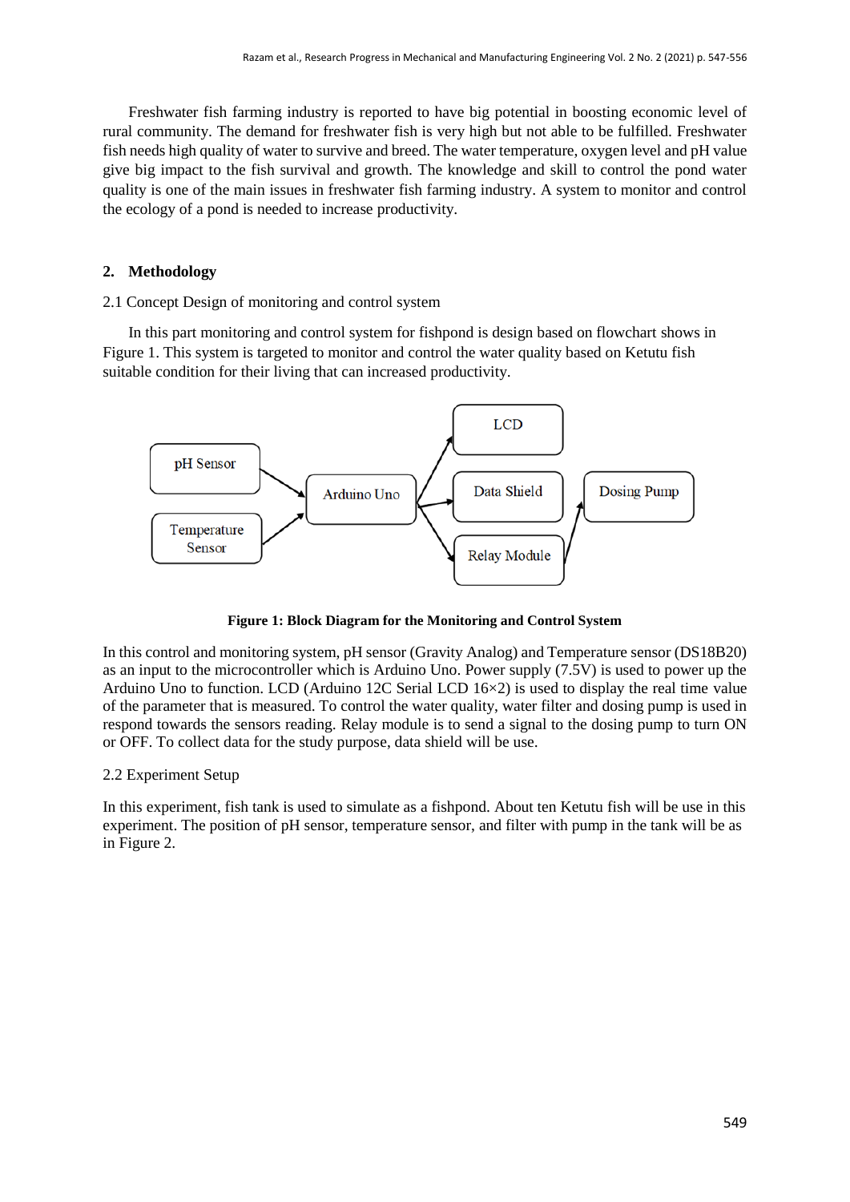Freshwater fish farming industry is reported to have big potential in boosting economic level of rural community. The demand for freshwater fish is very high but not able to be fulfilled. Freshwater fish needs high quality of water to survive and breed. The water temperature, oxygen level and pH value give big impact to the fish survival and growth. The knowledge and skill to control the pond water quality is one of the main issues in freshwater fish farming industry. A system to monitor and control the ecology of a pond is needed to increase productivity.

## 2. Methodology

### 2.1 Concept Design of monitoring and control system

In this part monitoring and control system for fishpond is design based on flowchart shows in Figure 1. This system is targeted to monitor and control the water quality based on Ketutu fish suitable condition for their living that can increased productivity.

**Figure 1: Block Diagram for the Monitoring and Control System**

In this control and monitoring system, pH sensor (Gravity Analog) and Temperature sensor (DS18B20) as an input to the microcontroller which is Arduino Uno. Power supply (7.5V) is used to power up the Arduino Uno to function. LCD (Arduino 12C Serial LCD 16×2) is used to display the real time value of the parameter that is measured. To control the water quality, water filter and dosing pump is used in respond towards the sensors reading. Relay module is to send a signal to the dosing pump to turn ON or OFF. To collect data for the study purpose, data shield will be use.

### 2.2 Experiment Setup

In this experiment, fish tank is used to simulate as a fishpond. About ten Ketutu fish will be use in this experiment. The position of pH sensor, temperature sensor, and filter with pump in the tank will be as in Figure 2.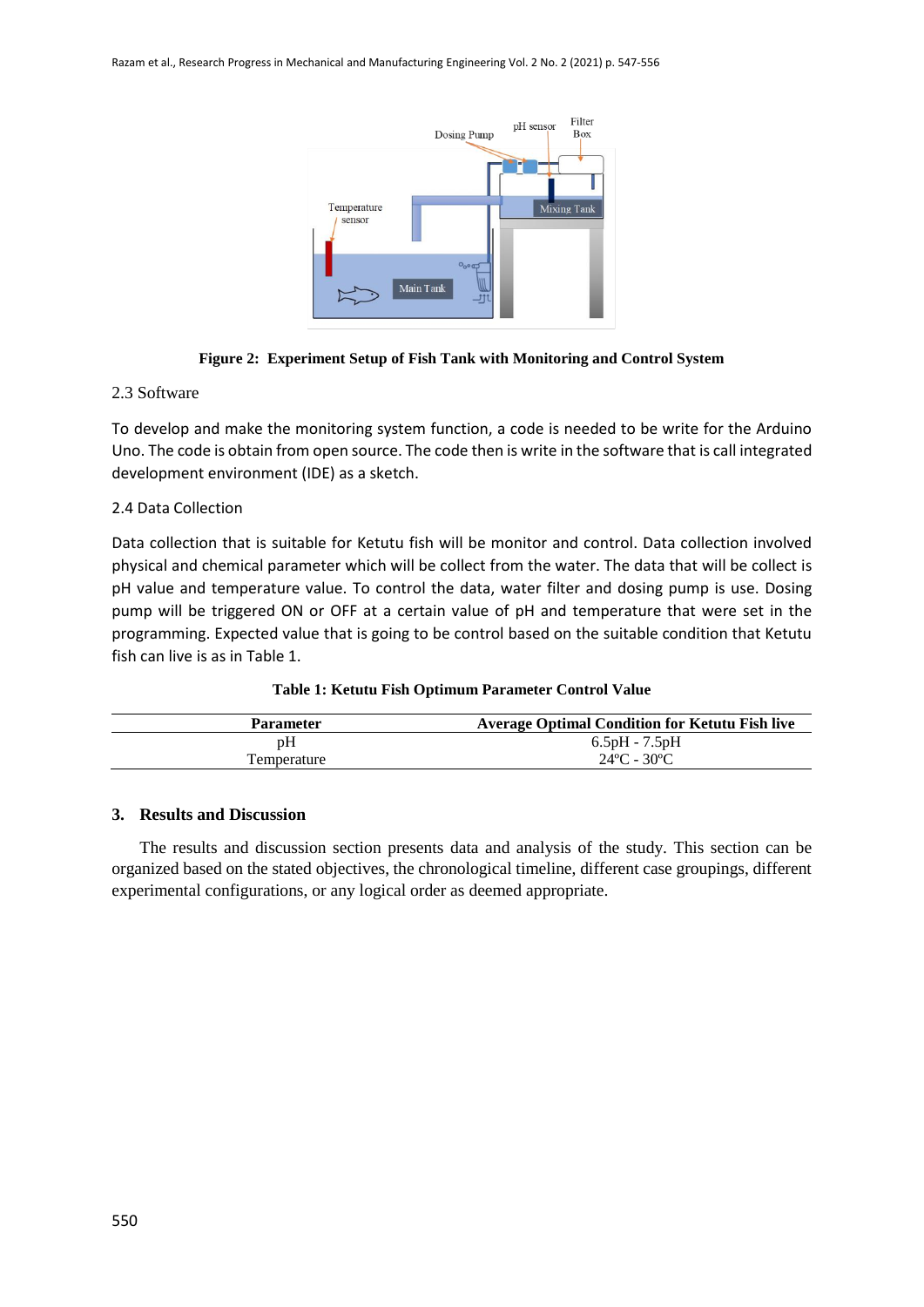**Figure 2: Experiment Setup of Fish Tank with Monitoring and Control System**

### 2.3 Software

To develop and make the monitoring system function, a code is needed to be write for the Arduino Uno. The code is obtain from open source. The code then is write in the software that is call integrated development environment (IDE) as a sketch.

### 2.4 Data Collection

Data collection that is suitable for Ketutu fish will be monitor and control. Data collection involved physical and chemical parameter which will be collect from the water. The data that will be collect is pH value and temperature value. To control the data, water filter and dosing pump is use. Dosing pump will be triggered ON or OFF at a certain value of pH and temperature that were set in the programming. Expected value that is going to be control based on the suitable condition that Ketutu fish can live is as in Table 1.

**Table 1: Ketutu Fish Optimum Parameter Control Value**

| Parameter | Average Optimal Condition for Ketutu Fish live |
|---|---|
| pH | 6.5pH - 7.5pH |
| Temperature | 24ºC - 30ºC |

## 3. Results and Discussion

The results and discussion section presents data and analysis of the study. This section can be organized based on the stated objectives, the chronological timeline, different case groupings, different experimental configurations, or any logical order as deemed appropriate.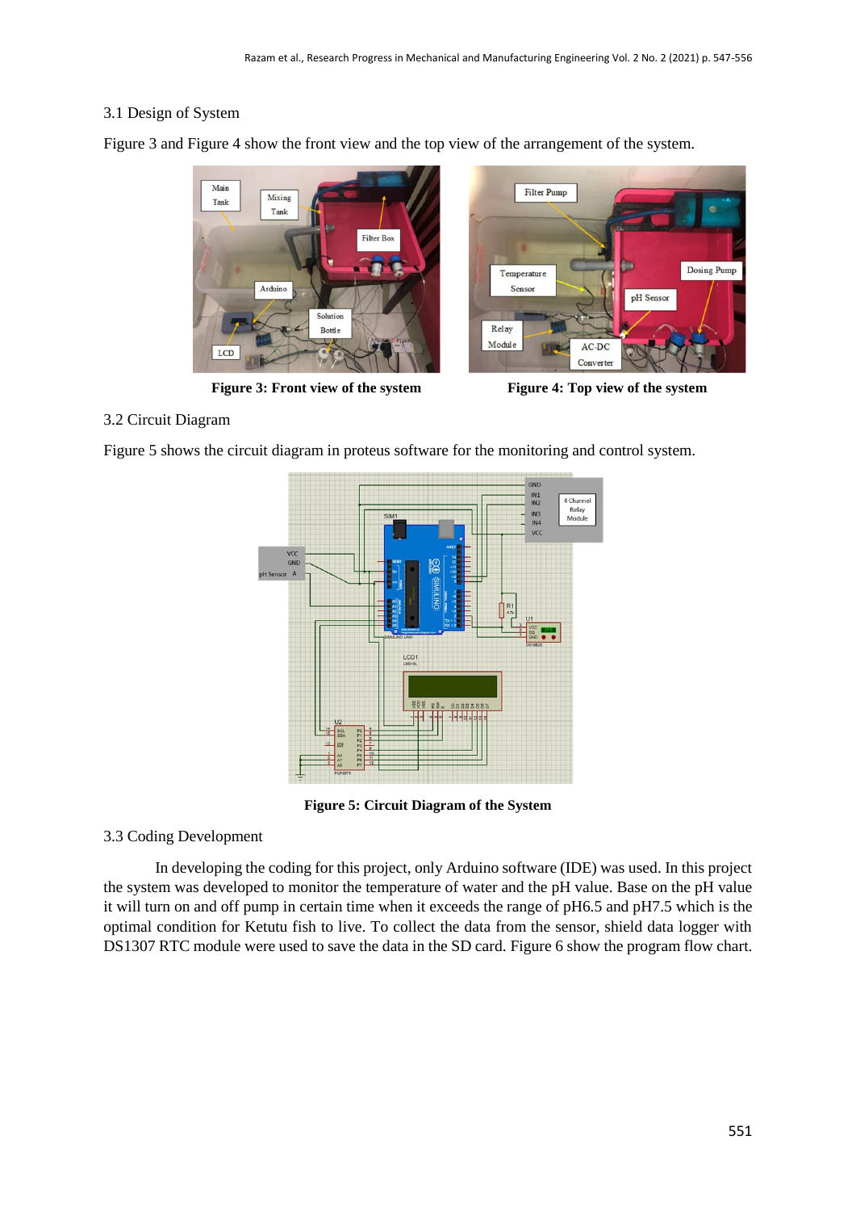### 3.1 Design of System

Figure 3 and Figure 4 show the front view and the top view of the arrangement of the system.

**Figure 3: Front view of the system**

**Figure 4: Top view of the system**

### 3.2 Circuit Diagram

Figure 5 shows the circuit diagram in proteus software for the monitoring and control system.

**Figure 5: Circuit Diagram of the System**

### 3.3 Coding Development

In developing the coding for this project, only Arduino software (IDE) was used. In this project the system was developed to monitor the temperature of water and the pH value. Base on the pH value it will turn on and off pump in certain time when it exceeds the range of pH6.5 and pH7.5 which is the optimal condition for Ketutu fish to live. To collect the data from the sensor, shield data logger with DS1307 RTC module were used to save the data in the SD card. Figure 6 show the program flow chart.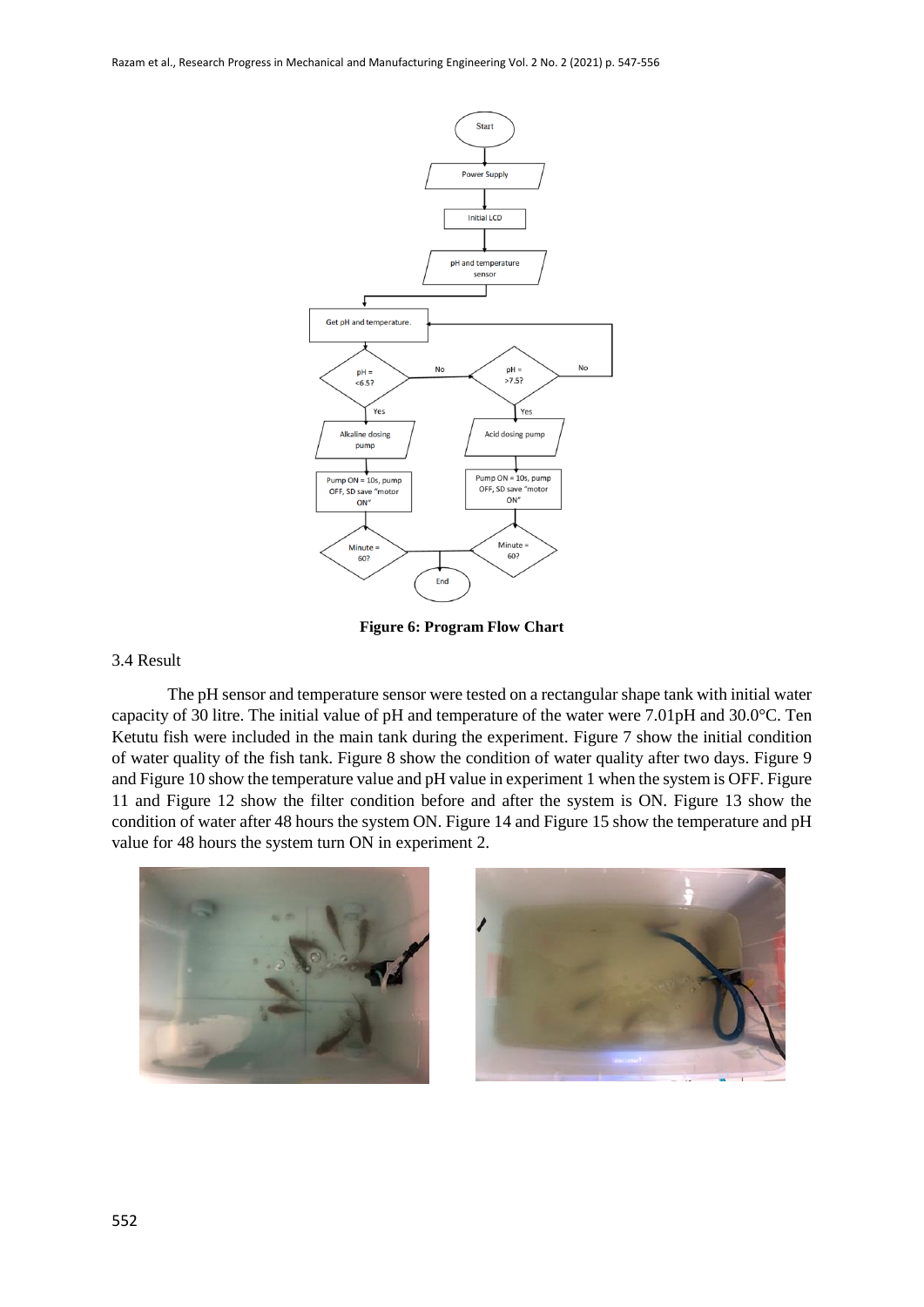**Figure 6: Program Flow Chart**

3.4 Result

The pH sensor and temperature sensor were tested on a rectangular shape tank with initial water capacity of 30 litre. The initial value of pH and temperature of the water were 7.01pH and 30.0°C. Ten Ketutu fish were included in the main tank during the experiment. Figure 7 show the initial condition of water quality of the fish tank. Figure 8 show the condition of water quality after two days. Figure 9 and Figure 10 show the temperature value and pH value in experiment 1 when the system is OFF. Figure 11 and Figure 12 show the filter condition before and after the system is ON. Figure 13 show the condition of water after 48 hours the system ON. Figure 14 and Figure 15 show the temperature and pH value for 48 hours the system turn ON in experiment 2.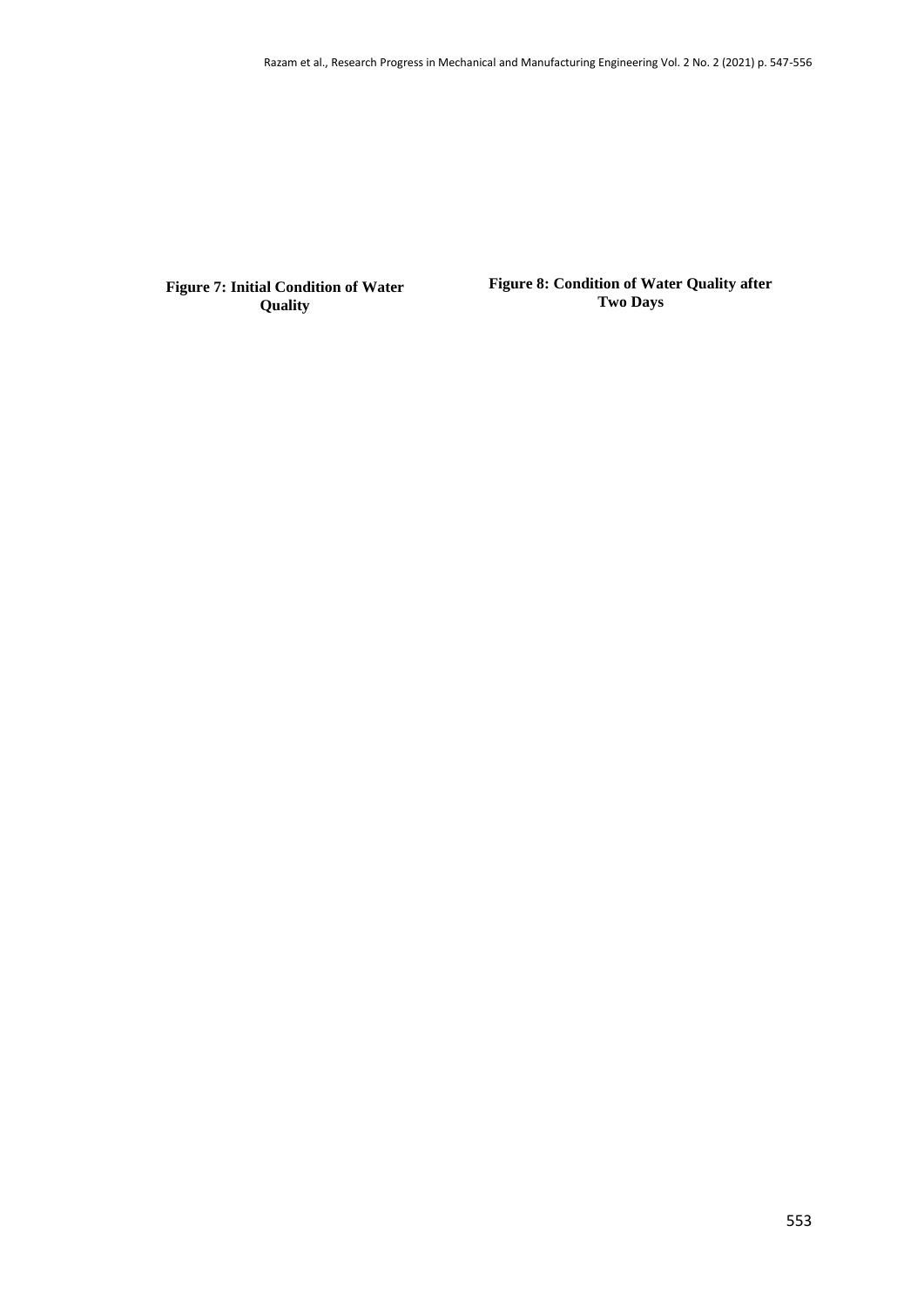**Figure 7: Initial Condition of Water Quality**

**Figure 8: Condition of Water Quality after Two Days**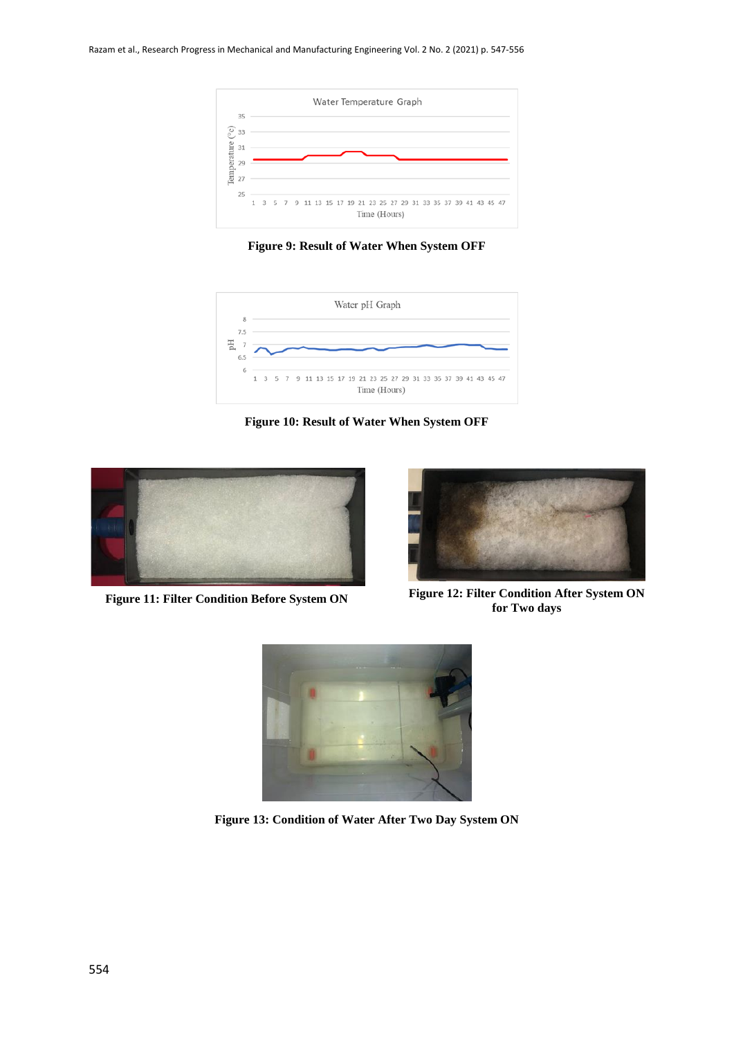**Figure 9: Result of Water When System OFF**

**Figure 10: Result of Water When System OFF**

**Figure 11: Filter Condition Before System ON**

**Figure 12: Filter Condition After System ON for Two days**

**Figure 13: Condition of Water After Two Day System ON**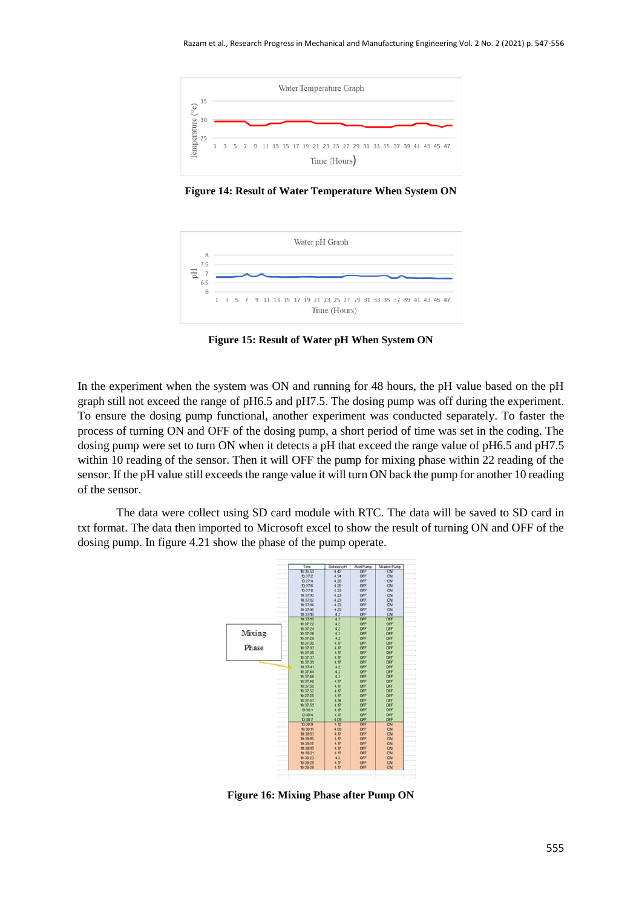Figure 14: Result of Water Temperature When System ON

Figure 15: Result of Water pH When System ON

In the experiment when the system was ON and running for 48 hours, the pH value based on the pH graph still not exceed the range of pH6.5 and pH7.5. The dosing pump was off during the experiment. To ensure the dosing pump functional, another experiment was conducted separately. To faster the process of turning ON and OFF of the dosing pump, a short period of time was set in the coding. The dosing pump were set to turn ON when it detects a pH that exceed the range value of pH6.5 and pH7.5 within 10 reading of the sensor. Then it will OFF the pump for mixing phase within 22 reading of the sensor. If the pH value still exceeds the range value it will turn ON back the pump for another 10 reading of the sensor.

The data were collect using SD card module with RTC. The data will be saved to SD card in txt format. The data then imported to Microsoft excel to show the result of turning ON and OFF of the dosing pump. In figure 4.21 show the phase of the pump operate.

Figure 16: Mixing Phase after Pump ON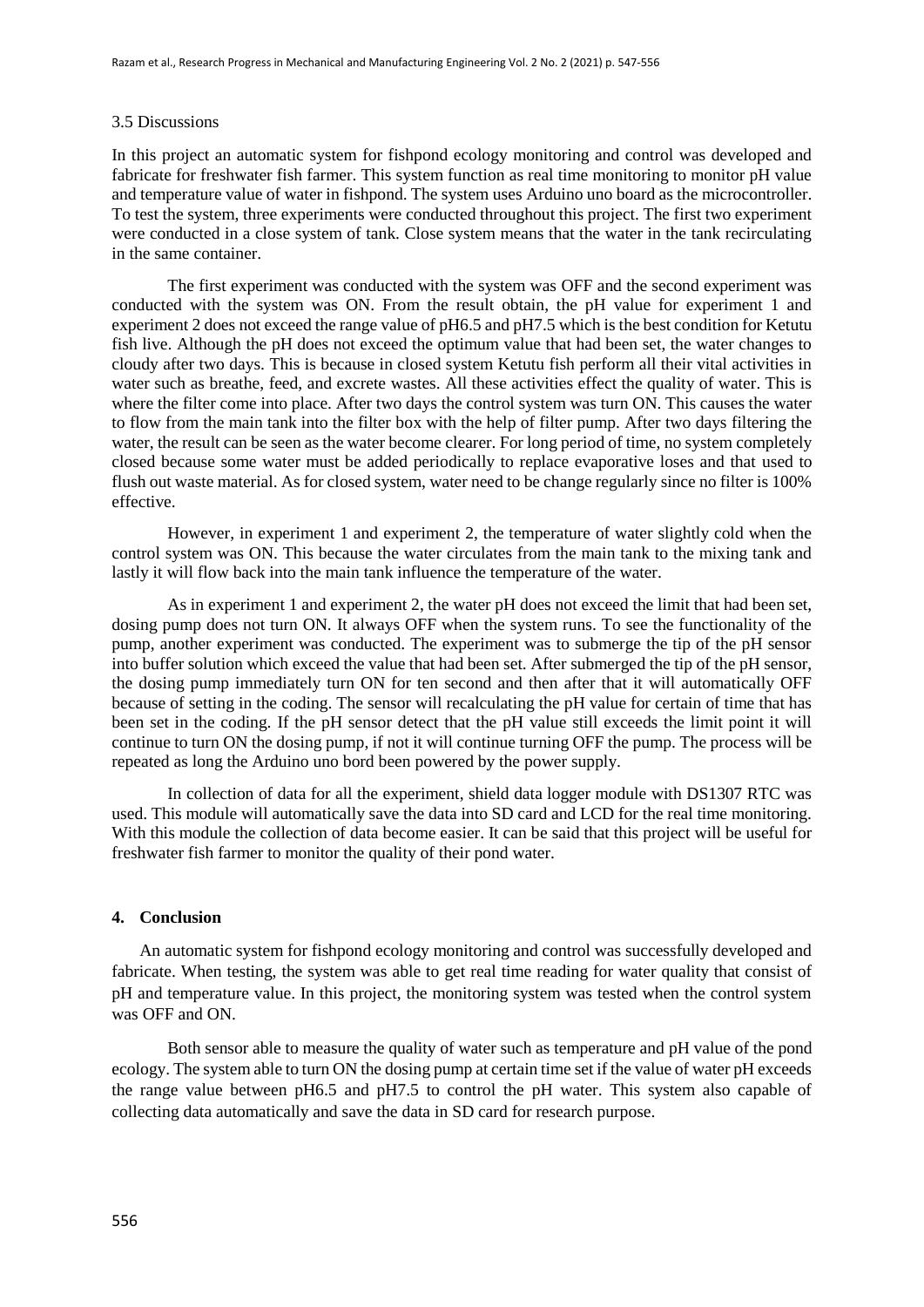### 3.5 Discussions

In this project an automatic system for fishpond ecology monitoring and control was developed and fabricate for freshwater fish farmer. This system function as real time monitoring to monitor pH value and temperature value of water in fishpond. The system uses Arduino uno board as the microcontroller. To test the system, three experiments were conducted throughout this project. The first two experiment were conducted in a close system of tank. Close system means that the water in the tank recirculating in the same container.

The first experiment was conducted with the system was OFF and the second experiment was conducted with the system was ON. From the result obtain, the pH value for experiment 1 and experiment 2 does not exceed the range value of pH6.5 and pH7.5 which is the best condition for Ketutu fish live. Although the pH does not exceed the optimum value that had been set, the water changes to cloudy after two days. This is because in closed system Ketutu fish perform all their vital activities in water such as breathe, feed, and excrete wastes. All these activities effect the quality of water. This is where the filter come into place. After two days the control system was turn ON. This causes the water to flow from the main tank into the filter box with the help of filter pump. After two days filtering the water, the result can be seen as the water become clearer. For long period of time, no system completely closed because some water must be added periodically to replace evaporative loses and that used to flush out waste material. As for closed system, water need to be change regularly since no filter is 100% effective.

However, in experiment 1 and experiment 2, the temperature of water slightly cold when the control system was ON. This because the water circulates from the main tank to the mixing tank and lastly it will flow back into the main tank influence the temperature of the water.

As in experiment 1 and experiment 2, the water pH does not exceed the limit that had been set, dosing pump does not turn ON. It always OFF when the system runs. To see the functionality of the pump, another experiment was conducted. The experiment was to submerge the tip of the pH sensor into buffer solution which exceed the value that had been set. After submerged the tip of the pH sensor, the dosing pump immediately turn ON for ten second and then after that it will automatically OFF because of setting in the coding. The sensor will recalculating the pH value for certain of time that has been set in the coding. If the pH sensor detect that the pH value still exceeds the limit point it will continue to turn ON the dosing pump, if not it will continue turning OFF the pump. The process will be repeated as long the Arduino uno bord been powered by the power supply.

In collection of data for all the experiment, shield data logger module with DS1307 RTC was used. This module will automatically save the data into SD card and LCD for the real time monitoring. With this module the collection of data become easier. It can be said that this project will be useful for freshwater fish farmer to monitor the quality of their pond water.

## 4. Conclusion

An automatic system for fishpond ecology monitoring and control was successfully developed and fabricate. When testing, the system was able to get real time reading for water quality that consist of pH and temperature value. In this project, the monitoring system was tested when the control system was OFF and ON.

Both sensor able to measure the quality of water such as temperature and pH value of the pond ecology. The system able to turn ON the dosing pump at certain time set if the value of water pH exceeds the range value between pH6.5 and pH7.5 to control the pH water. This system also capable of collecting data automatically and save the data in SD card for research purpose.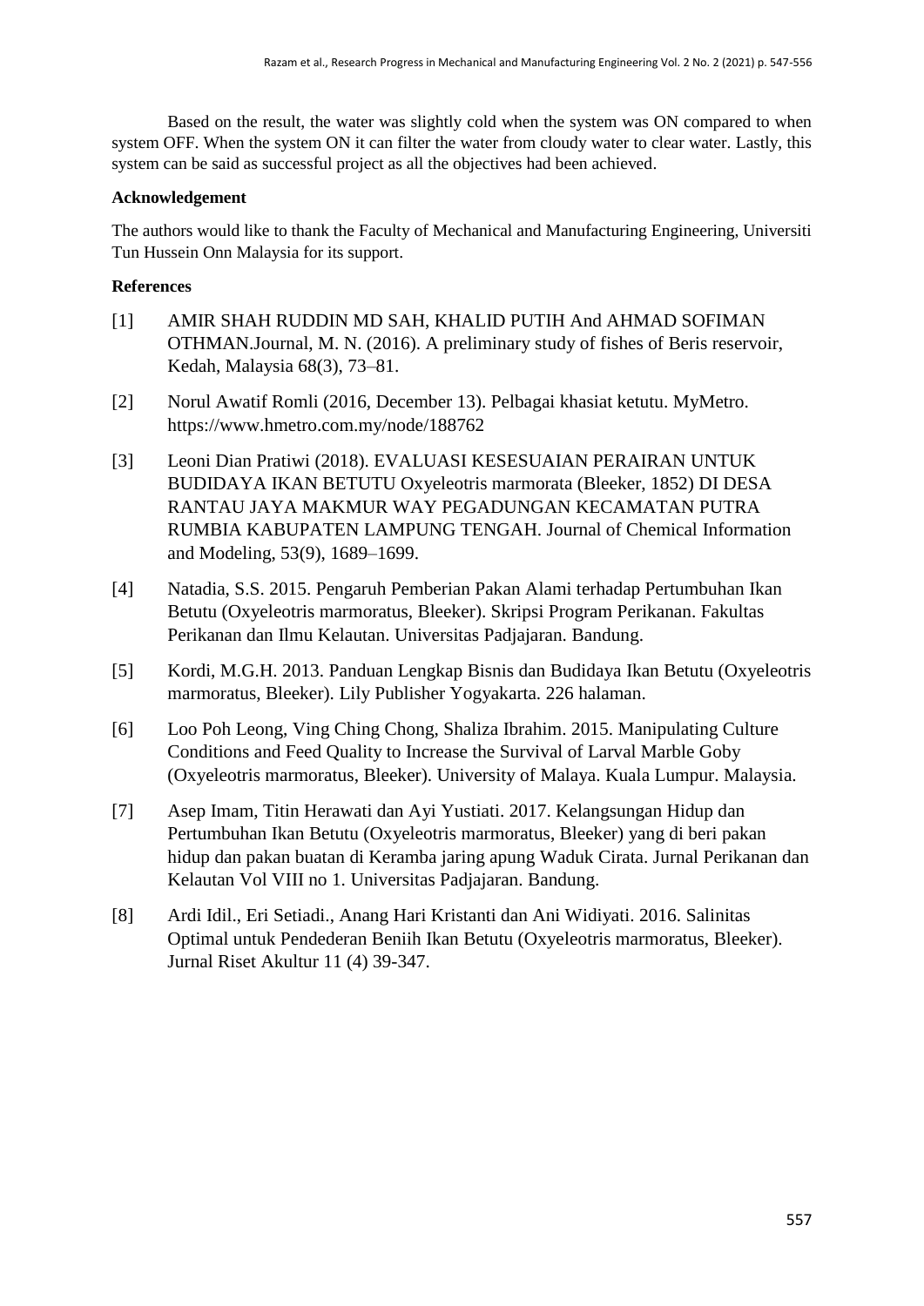Based on the result, the water was slightly cold when the system was ON compared to when system OFF. When the system ON it can filter the water from cloudy water to clear water. Lastly, this system can be said as successful project as all the objectives had been achieved.

### Acknowledgement

The authors would like to thank the Faculty of Mechanical and Manufacturing Engineering, Universiti Tun Hussein Onn Malaysia for its support.

### References

[1] AMIR SHAH RUDDIN MD SAH, KHALID PUTIH And AHMAD SOFIMAN OTHMAN.Journal, M. N. (2016). A preliminary study of fishes of Beris reservoir, Kedah, Malaysia 68(3), 73–81.

[2] Norul Awatif Romli (2016, December 13). Pelbagai khasiat ketutu. MyMetro. https://www.hmetro.com.my/node/188762

[3] Leoni Dian Pratiwi (2018). EVALUASI KESESUAIAN PERAIRAN UNTUK BUDIDAYA IKAN BETUTU Oxyeleotris marmorata (Bleeker, 1852) DI DESA RANTAU JAYA MAKMUR WAY PEGADUNGAN KECAMATAN PUTRA RUMBIA KABUPATEN LAMPUNG TENGAH. Journal of Chemical Information and Modeling, 53(9), 1689–1699.

[4] Natadia, S.S. 2015. Pengaruh Pemberian Pakan Alami terhadap Pertumbuhan Ikan Betutu (Oxyeleotris marmoratus, Bleeker). Skripsi Program Perikanan. Fakultas Perikanan dan Ilmu Kelautan. Universitas Padjajaran. Bandung.

[5] Kordi, M.G.H. 2013. Panduan Lengkap Bisnis dan Budidaya Ikan Betutu (Oxyeleotris marmoratus, Bleeker). Lily Publisher Yogyakarta. 226 halaman.

[6] Loo Poh Leong, Ving Ching Chong, Shaliza Ibrahim. 2015. Manipulating Culture Conditions and Feed Quality to Increase the Survival of Larval Marble Goby (Oxyeleotris marmoratus, Bleeker). University of Malaya. Kuala Lumpur. Malaysia.

[7] Asep Imam, Titin Herawati dan Ayi Yustiati. 2017. Kelangsungan Hidup dan Pertumbuhan Ikan Betutu (Oxyeleotris marmoratus, Bleeker) yang di beri pakan hidup dan pakan buatan di Keramba jaring apung Waduk Cirata. Jurnal Perikanan dan Kelautan Vol VIII no 1. Universitas Padjajaran. Bandung.

[8] Ardi Idil., Eri Setiadi., Anang Hari Kristanti dan Ani Widiyati. 2016. Salinitas Optimal untuk Pendederan Beniih Ikan Betutu (Oxyeleotris marmoratus, Bleeker). Jurnal Riset Akultur 11 (4) 39-347.